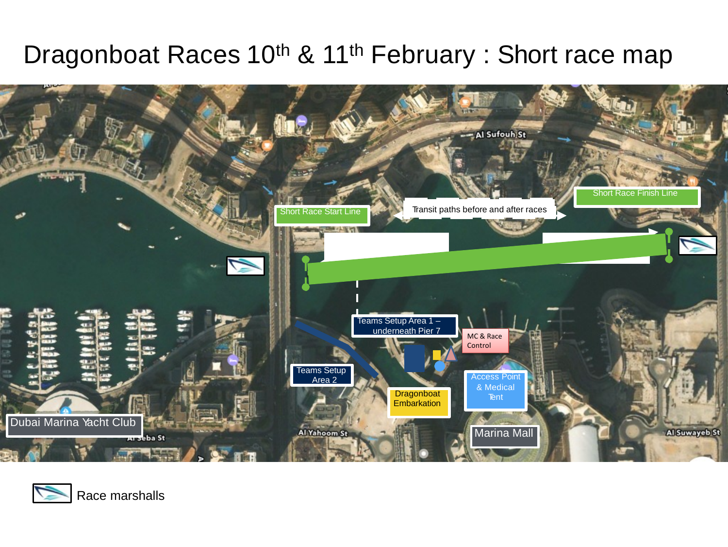# Dragonboat Races 10th & 11th February : Short race map

Short Race Start Line

Transit paths before and after races

Short Race Finish Line

Teams Setup Area 1 – underneath Pier 7

MC & Race Control

Teams Setup Area 2

Access Point & Medical Tent

Dragonboat Embarkation

Marina Mall

Dubai Marina Yacht Club

Al Sufouh St

Al Yahoom St

Al Suwayeb St

Al Seba St

Race marshalls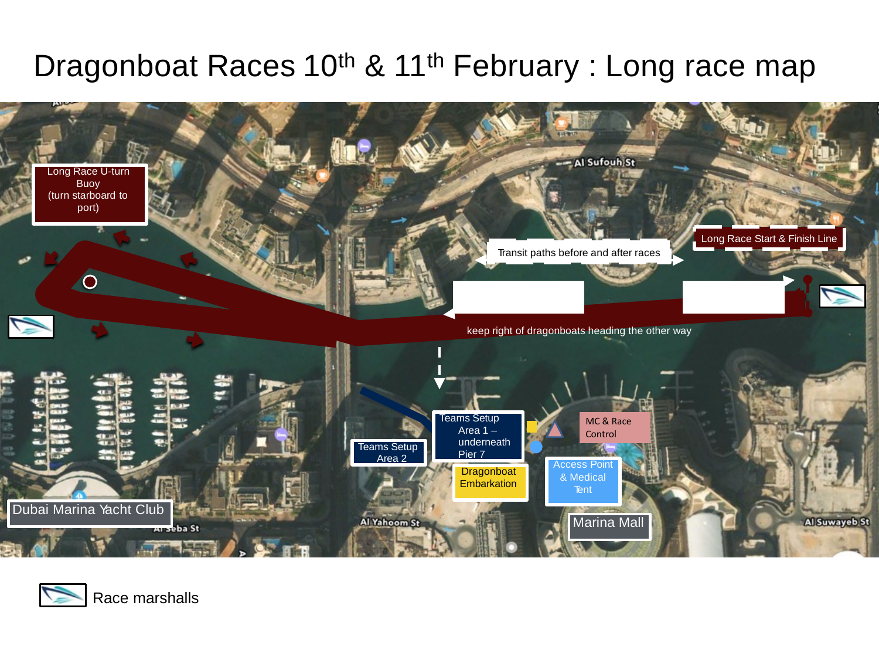# Dragonboat Races 10th & 11th February : Long race map

Long Race U-turn Buoy (turn starboard to port)

Al Sufouh St

Long Race Start & Finish Line

Transit paths before and after races

keep right of dragonboats heading the other way

Teams Setup Area 1 – underneath Pier 7

Teams Setup Area 2

MC & Race Control

Dragonboat Embarkation

Access Point & Medical Tent

Dubai Marina Yacht Club

Al Yahoom St

Marina Mall

Al Suwayeb St

Race marshalls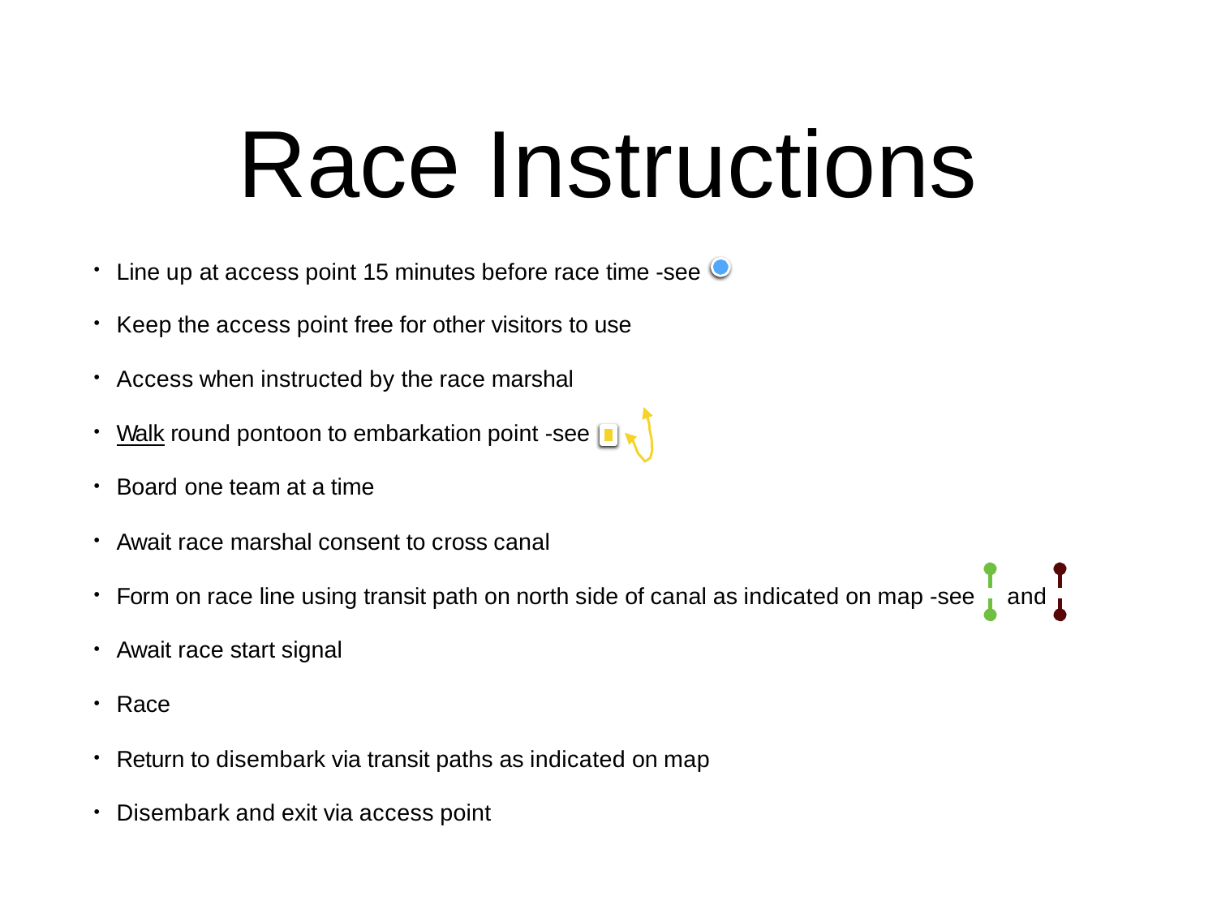# Race Instructions

- Line up at access point 15 minutes before race time -see
- Keep the access point free for other visitors to use
- Access when instructed by the race marshal
- Walk round pontoon to embarkation point -see
- Board one team at a time
- Await race marshal consent to cross canal
- Form on race line using transit path on north side of canal as indicated on map -see and
- Await race start signal
- Race
- Return to disembark via transit paths as indicated on map
- Disembark and exit via access point